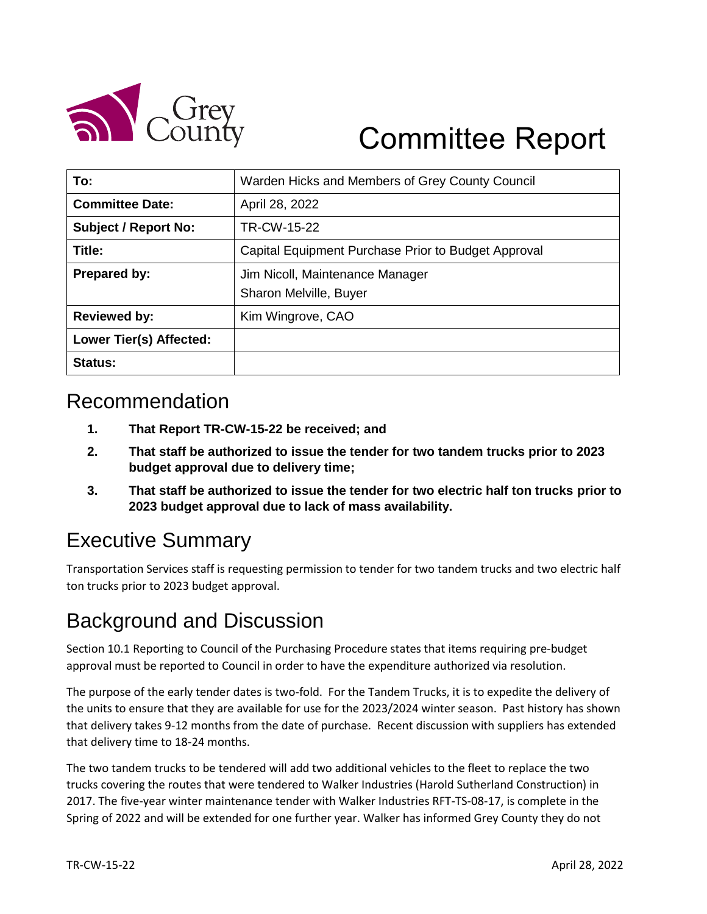Grey County

# Committee Report

| To: | Warden Hicks and Members of Grey County Council |
|---|---|
| **Committee Date:** | April 28, 2022 |
| **Subject / Report No:** | TR-CW-15-22 |
| **Title:** | Capital Equipment Purchase Prior to Budget Approval |
| **Prepared by:** | Jim Nicoll, Maintenance Manager<br>Sharon Melville, Buyer |
| **Reviewed by:** | Kim Wingrove, CAO |
| **Lower Tier(s) Affected:** | |
| **Status:** | |

## Recommendation

1. **That Report TR-CW-15-22 be received; and**
2. **That staff be authorized to issue the tender for two tandem trucks prior to 2023 budget approval due to delivery time;**
3. **That staff be authorized to issue the tender for two electric half ton trucks prior to 2023 budget approval due to lack of mass availability.**

## Executive Summary

Transportation Services staff is requesting permission to tender for two tandem trucks and two electric half ton trucks prior to 2023 budget approval.

## Background and Discussion

Section 10.1 Reporting to Council of the Purchasing Procedure states that items requiring pre-budget approval must be reported to Council in order to have the expenditure authorized via resolution.

The purpose of the early tender dates is two-fold. For the Tandem Trucks, it is to expedite the delivery of the units to ensure that they are available for use for the 2023/2024 winter season. Past history has shown that delivery takes 9-12 months from the date of purchase. Recent discussion with suppliers has extended that delivery time to 18-24 months.

The two tandem trucks to be tendered will add two additional vehicles to the fleet to replace the two trucks covering the routes that were tendered to Walker Industries (Harold Sutherland Construction) in 2017. The five-year winter maintenance tender with Walker Industries RFT-TS-08-17, is complete in the Spring of 2022 and will be extended for one further year. Walker has informed Grey County they do not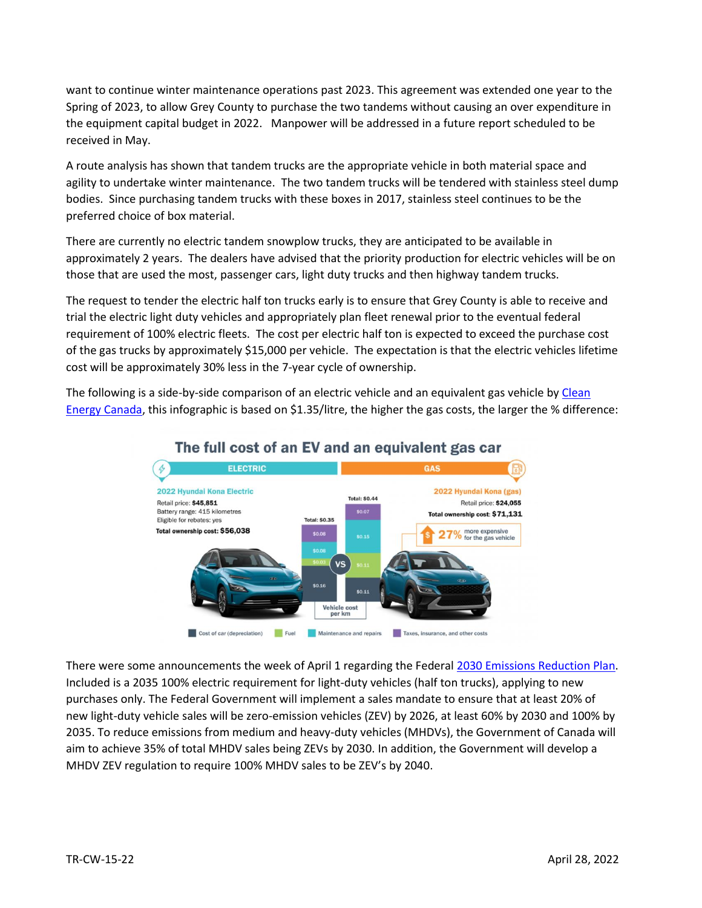want to continue winter maintenance operations past 2023. This agreement was extended one year to the Spring of 2023, to allow Grey County to purchase the two tandems without causing an over expenditure in the equipment capital budget in 2022. Manpower will be addressed in a future report scheduled to be received in May.

A route analysis has shown that tandem trucks are the appropriate vehicle in both material space and agility to undertake winter maintenance. The two tandem trucks will be tendered with stainless steel dump bodies. Since purchasing tandem trucks with these boxes in 2017, stainless steel continues to be the preferred choice of box material.

There are currently no electric tandem snowplow trucks, they are anticipated to be available in approximately 2 years. The dealers have advised that the priority production for electric vehicles will be on those that are used the most, passenger cars, light duty trucks and then highway tandem trucks.

The request to tender the electric half ton trucks early is to ensure that Grey County is able to receive and trial the electric light duty vehicles and appropriately plan fleet renewal prior to the eventual federal requirement of 100% electric fleets. The cost per electric half ton is expected to exceed the purchase cost of the gas trucks by approximately $15,000 per vehicle. The expectation is that the electric vehicles lifetime cost will be approximately 30% less in the 7-year cycle of ownership.

The following is a side-by-side comparison of an electric vehicle and an equivalent gas vehicle by Clean Energy Canada, this infographic is based on $1.35/litre, the higher the gas costs, the larger the % difference:

**The full cost of an EV and an equivalent gas car**

**ELECTRIC** — 2022 Hyundai Kona Electric
Retail price: **$45,851**
Battery range: 415 kilometres
Eligible for rebates: yes
**Total ownership cost: $56,038**

**GAS** — 2022 Hyundai Kona (gas)
Retail price: **$24,055**
**Total ownership cost: $71,131**

27% more expensive for the gas vehicle

| Vehicle cost per km | Electric | Gas |
|---|---|---|
| Cost of car (depreciation) | $0.16 | $0.11 |
| Fuel | $0.03 | $0.11 |
| Maintenance and repairs | $0.08 | $0.15 |
| Taxes, insurance, and other costs | $0.08 | $0.07 |
| Total | $0.35 | $0.44 |

There were some announcements the week of April 1 regarding the Federal 2030 Emissions Reduction Plan. Included is a 2035 100% electric requirement for light-duty vehicles (half ton trucks), applying to new purchases only. The Federal Government will implement a sales mandate to ensure that at least 20% of new light-duty vehicle sales will be zero-emission vehicles (ZEV) by 2026, at least 60% by 2030 and 100% by 2035. To reduce emissions from medium and heavy-duty vehicles (MHDVs), the Government of Canada will aim to achieve 35% of total MHDV sales being ZEVs by 2030. In addition, the Government will develop a MHDV ZEV regulation to require 100% MHDV sales to be ZEV's by 2040.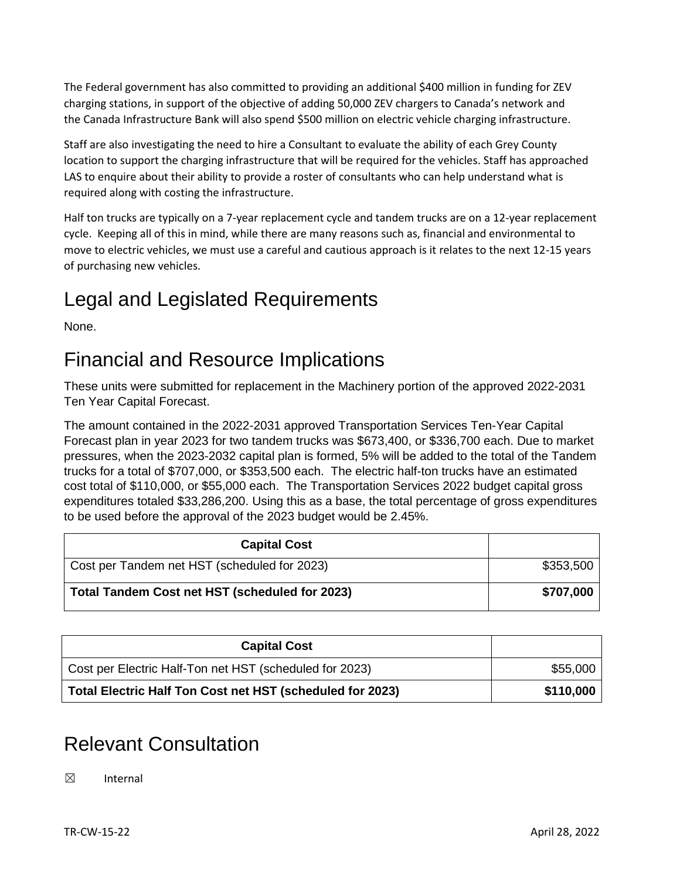The Federal government has also committed to providing an additional $400 million in funding for ZEV charging stations, in support of the objective of adding 50,000 ZEV chargers to Canada's network and the Canada Infrastructure Bank will also spend $500 million on electric vehicle charging infrastructure.

Staff are also investigating the need to hire a Consultant to evaluate the ability of each Grey County location to support the charging infrastructure that will be required for the vehicles. Staff has approached LAS to enquire about their ability to provide a roster of consultants who can help understand what is required along with costing the infrastructure.

Half ton trucks are typically on a 7-year replacement cycle and tandem trucks are on a 12-year replacement cycle. Keeping all of this in mind, while there are many reasons such as, financial and environmental to move to electric vehicles, we must use a careful and cautious approach is it relates to the next 12-15 years of purchasing new vehicles.

# Legal and Legislated Requirements

None.

# Financial and Resource Implications

These units were submitted for replacement in the Machinery portion of the approved 2022-2031 Ten Year Capital Forecast.

The amount contained in the 2022-2031 approved Transportation Services Ten-Year Capital Forecast plan in year 2023 for two tandem trucks was $673,400, or $336,700 each. Due to market pressures, when the 2023-2032 capital plan is formed, 5% will be added to the total of the Tandem trucks for a total of $707,000, or $353,500 each. The electric half-ton trucks have an estimated cost total of $110,000, or $55,000 each. The Transportation Services 2022 budget capital gross expenditures totaled $33,286,200. Using this as a base, the total percentage of gross expenditures to be used before the approval of the 2023 budget would be 2.45%.

| Capital Cost | |
|---|---|
| Cost per Tandem net HST (scheduled for 2023) | $353,500 |
| **Total Tandem Cost net HST (scheduled for 2023)** | **$707,000** |

| Capital Cost | |
|---|---|
| Cost per Electric Half-Ton net HST (scheduled for 2023) | $55,000 |
| **Total Electric Half Ton Cost net HST (scheduled for 2023)** | **$110,000** |

# Relevant Consultation

☒ Internal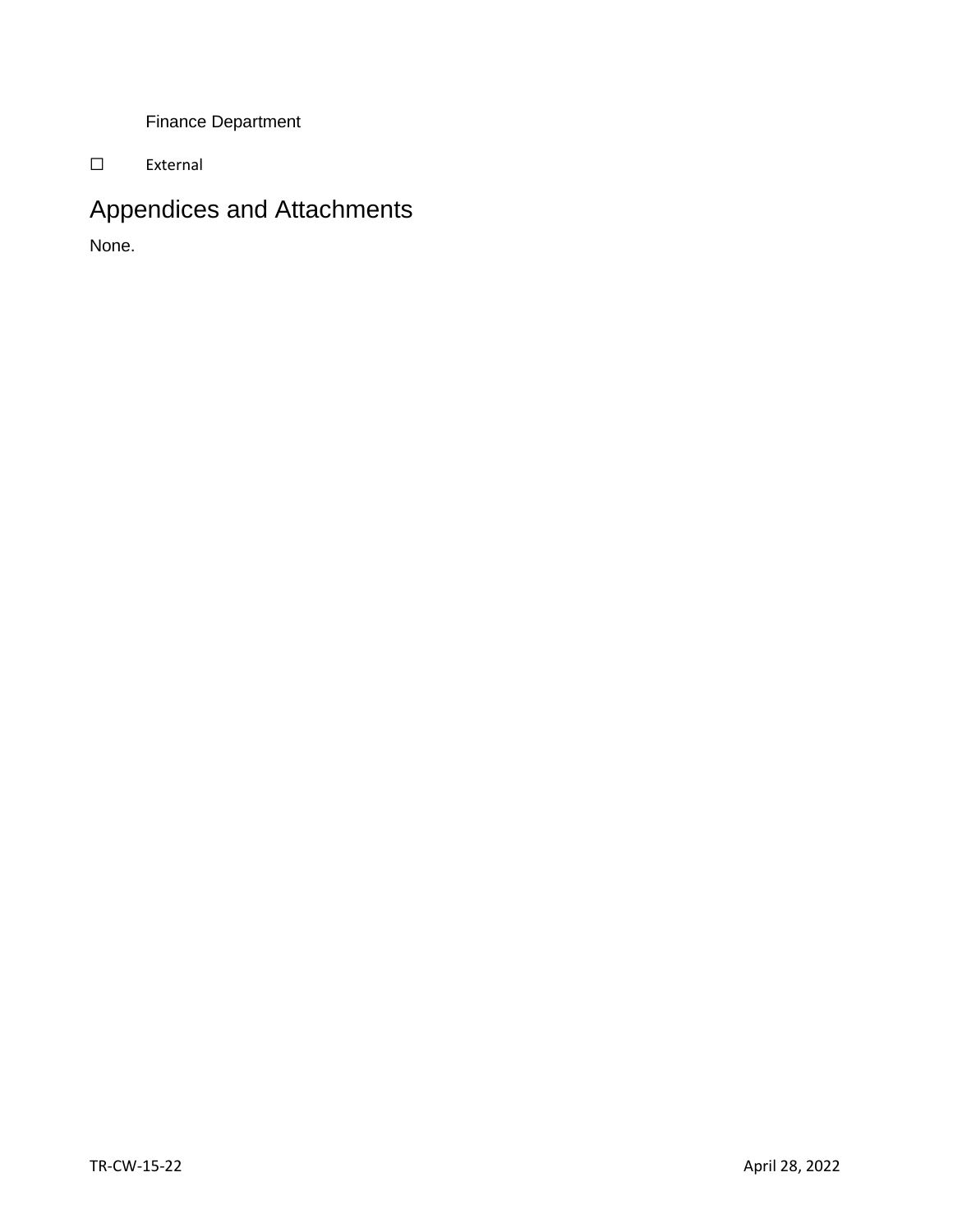Finance Department

☐ External

## Appendices and Attachments

None.